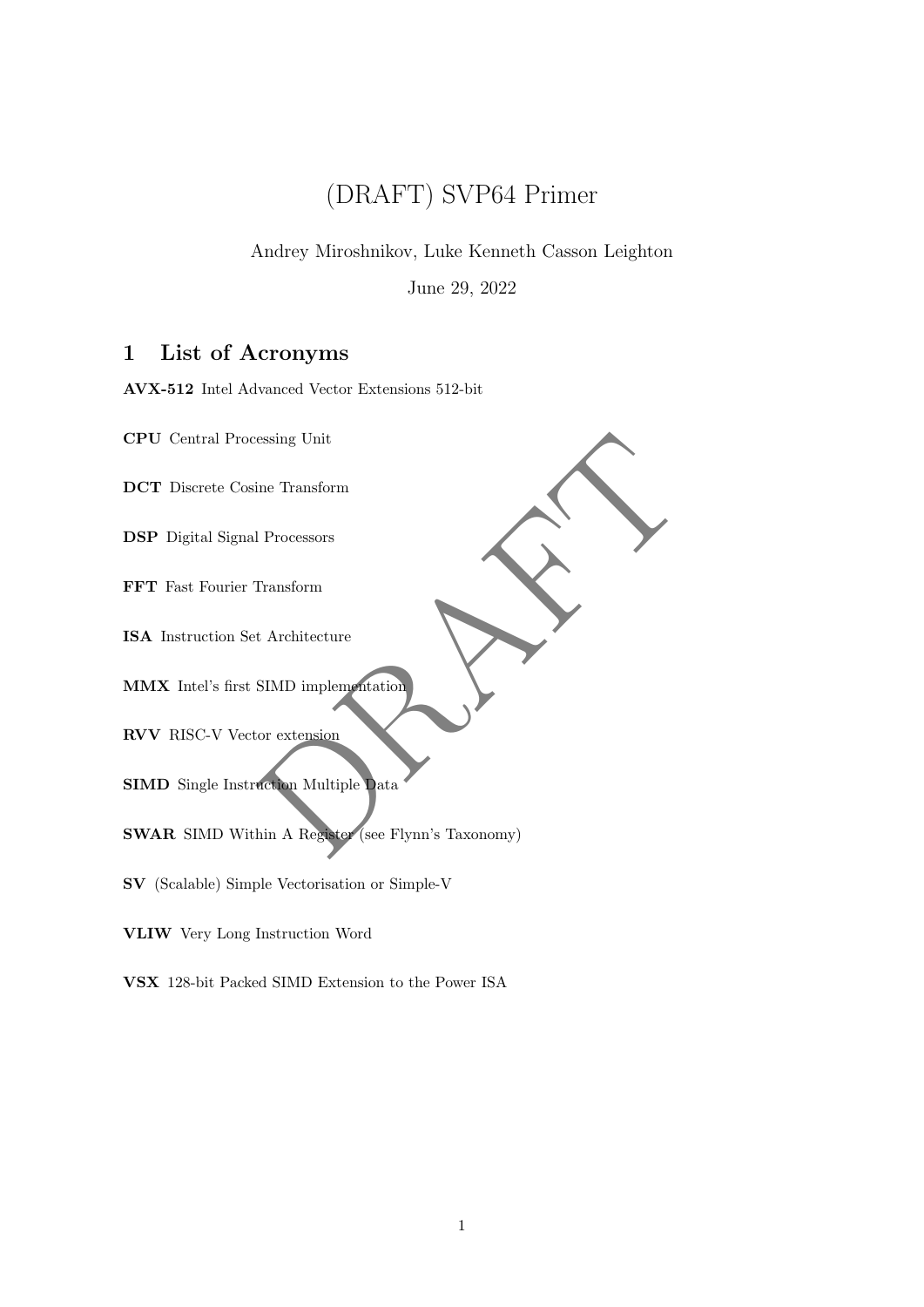# (DRAFT) SVP64 Primer

Andrey Miroshnikov, Luke Kenneth Casson Leighton

June 29, 2022

## 1 List of Acronyms

**AVX-512** Intel Advanced Vector Extensions 512-bit

**CPU** Central Processing Unit

**DCT** Discrete Cosine Transform

**DSP** Digital Signal Processors

**FFT** Fast Fourier Transform

**ISA** Instruction Set Architecture

**MMX** Intel's first SIMD implementation

**RVV** RISC-V Vector extension

**SIMD** Single Instruction Multiple Data

**SWAR** SIMD Within A Register (see Flynn's Taxonomy)

**SV** (Scalable) Simple Vectorisation or Simple-V

**VLIW** Very Long Instruction Word

**VSX** 128-bit Packed SIMD Extension to the Power ISA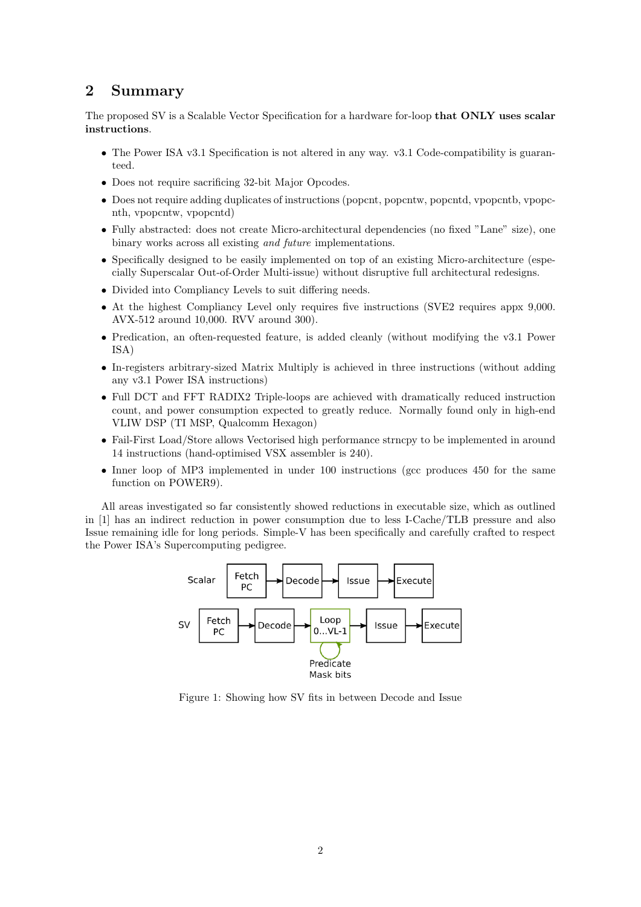## 2 Summary

The proposed SV is a Scalable Vector Specification for a hardware for-loop **that ONLY uses scalar instructions**.

- The Power ISA v3.1 Specification is not altered in any way. v3.1 Code-compatibility is guaranteed.
- Does not require sacrificing 32-bit Major Opcodes.
- Does not require adding duplicates of instructions (popcnt, popcntw, popcntd, vpopcntb, vpopcnth, vpopcntw, vpopcntd)
- Fully abstracted: does not create Micro-architectural dependencies (no fixed "Lane" size), one binary works across all existing *and future* implementations.
- Specifically designed to be easily implemented on top of an existing Micro-architecture (especially Superscalar Out-of-Order Multi-issue) without disruptive full architectural redesigns.
- Divided into Compliancy Levels to suit differing needs.
- At the highest Compliancy Level only requires five instructions (SVE2 requires appx 9,000. AVX-512 around 10,000. RVV around 300).
- Predication, an often-requested feature, is added cleanly (without modifying the v3.1 Power ISA)
- In-registers arbitrary-sized Matrix Multiply is achieved in three instructions (without adding any v3.1 Power ISA instructions)
- Full DCT and FFT RADIX2 Triple-loops are achieved with dramatically reduced instruction count, and power consumption expected to greatly reduce. Normally found only in high-end VLIW DSP (TI MSP, Qualcomm Hexagon)
- Fail-First Load/Store allows Vectorised high performance strncpy to be implemented in around 14 instructions (hand-optimised VSX assembler is 240).
- Inner loop of MP3 implemented in under 100 instructions (gcc produces 450 for the same function on POWER9).

All areas investigated so far consistently showed reductions in executable size, which as outlined in [1] has an indirect reduction in power consumption due to less I-Cache/TLB pressure and also Issue remaining idle for long periods. Simple-V has been specifically and carefully crafted to respect the Power ISA's Supercomputing pedigree.

Scalar: Fetch PC → Decode → Issue → Execute

SV: Fetch PC → Decode → Loop 0...VL-1 (Predicate Mask bits) → Issue → Execute

Figure 1: Showing how SV fits in between Decode and Issue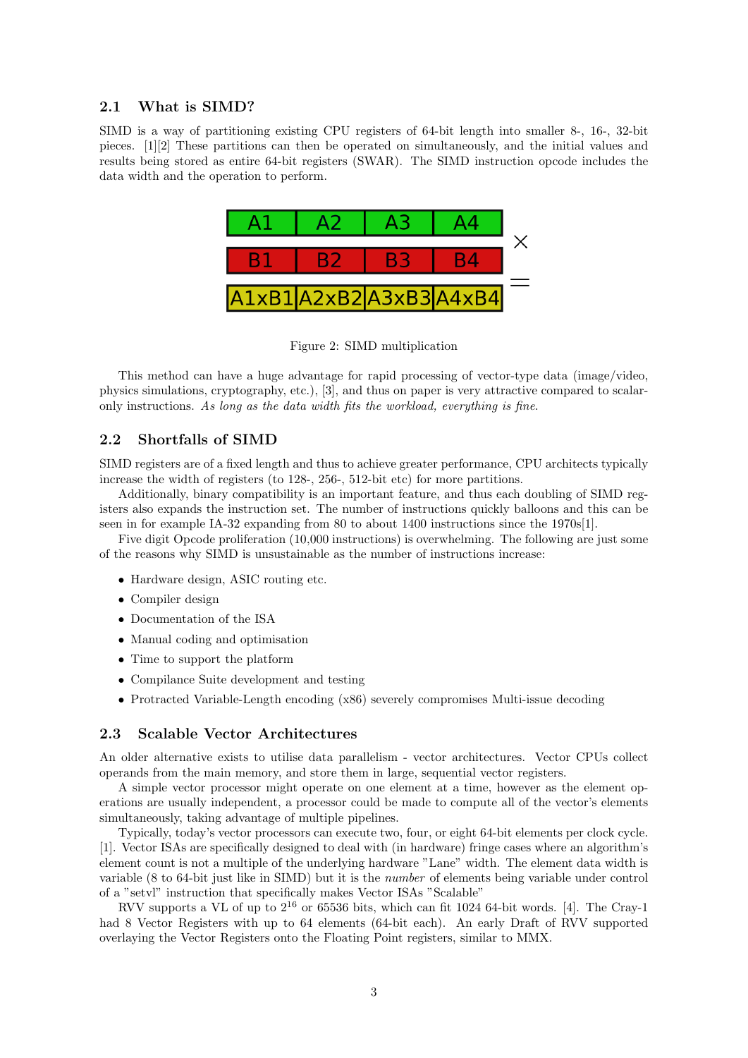### 2.1 What is SIMD?

SIMD is a way of partitioning existing CPU registers of 64-bit length into smaller 8-, 16-, 32-bit pieces. [1][2] These partitions can then be operated on simultaneously, and the initial values and results being stored as entire 64-bit registers (SWAR). The SIMD instruction opcode includes the data width and the operation to perform.

| A1 | A2 | A3 | A4 | × |
|---|---|---|---|---|
| B1 | B2 | B3 | B4 | = |
| A1xB1 | A2xB2 | A3xB3 | A4xB4 | |

Figure 2: SIMD multiplication

This method can have a huge advantage for rapid processing of vector-type data (image/video, physics simulations, cryptography, etc.), [3], and thus on paper is very attractive compared to scalar-only instructions. *As long as the data width fits the workload, everything is fine.*

### 2.2 Shortfalls of SIMD

SIMD registers are of a fixed length and thus to achieve greater performance, CPU architects typically increase the width of registers (to 128-, 256-, 512-bit etc) for more partitions.

Additionally, binary compatibility is an important feature, and thus each doubling of SIMD registers also expands the instruction set. The number of instructions quickly balloons and this can be seen in for example IA-32 expanding from 80 to about 1400 instructions since the 1970s[1].

Five digit Opcode proliferation (10,000 instructions) is overwhelming. The following are just some of the reasons why SIMD is unsustainable as the number of instructions increase:

- Hardware design, ASIC routing etc.
- Compiler design
- Documentation of the ISA
- Manual coding and optimisation
- Time to support the platform
- Compilance Suite development and testing
- Protracted Variable-Length encoding (x86) severely compromises Multi-issue decoding

### 2.3 Scalable Vector Architectures

An older alternative exists to utilise data parallelism - vector architectures. Vector CPUs collect operands from the main memory, and store them in large, sequential vector registers.

A simple vector processor might operate on one element at a time, however as the element operations are usually independent, a processor could be made to compute all of the vector's elements simultaneously, taking advantage of multiple pipelines.

Typically, today's vector processors can execute two, four, or eight 64-bit elements per clock cycle. [1]. Vector ISAs are specifically designed to deal with (in hardware) fringe cases where an algorithm's element count is not a multiple of the underlying hardware "Lane" width. The element data width is variable (8 to 64-bit just like in SIMD) but it is the *number* of elements being variable under control of a "setvl" instruction that specifically makes Vector ISAs "Scalable"

RVV supports a VL of up to $2^{16}$ or 65536 bits, which can fit 1024 64-bit words. [4]. The Cray-1 had 8 Vector Registers with up to 64 elements (64-bit each). An early Draft of RVV supported overlaying the Vector Registers onto the Floating Point registers, similar to MMX.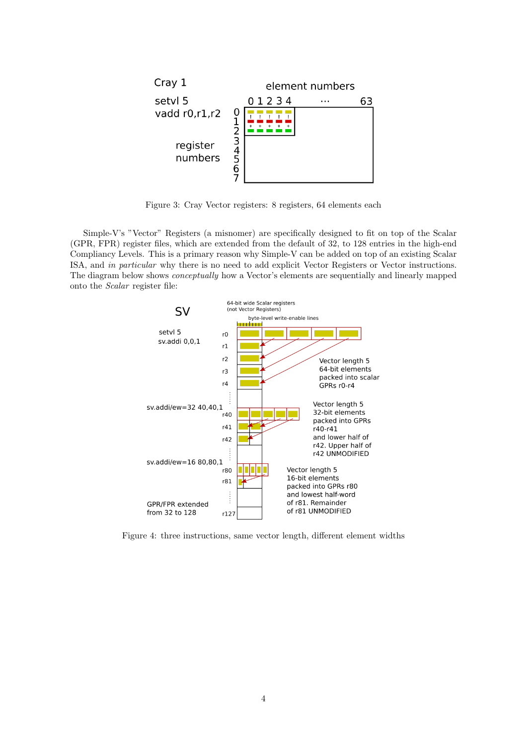Figure 3: Cray Vector registers: 8 registers, 64 elements each

Simple-V's "Vector" Registers (a misnomer) are specifically designed to fit on top of the Scalar (GPR, FPR) register files, which are extended from the default of 32, to 128 entries in the high-end Compliancy Levels. This is a primary reason why Simple-V can be added on top of an existing Scalar ISA, and *in particular* why there is no need to add explicit Vector Registers or Vector instructions. The diagram below shows *conceptually* how a Vector's elements are sequentially and linearly mapped onto the *Scalar* register file:

Figure 4: three instructions, same vector length, different element widths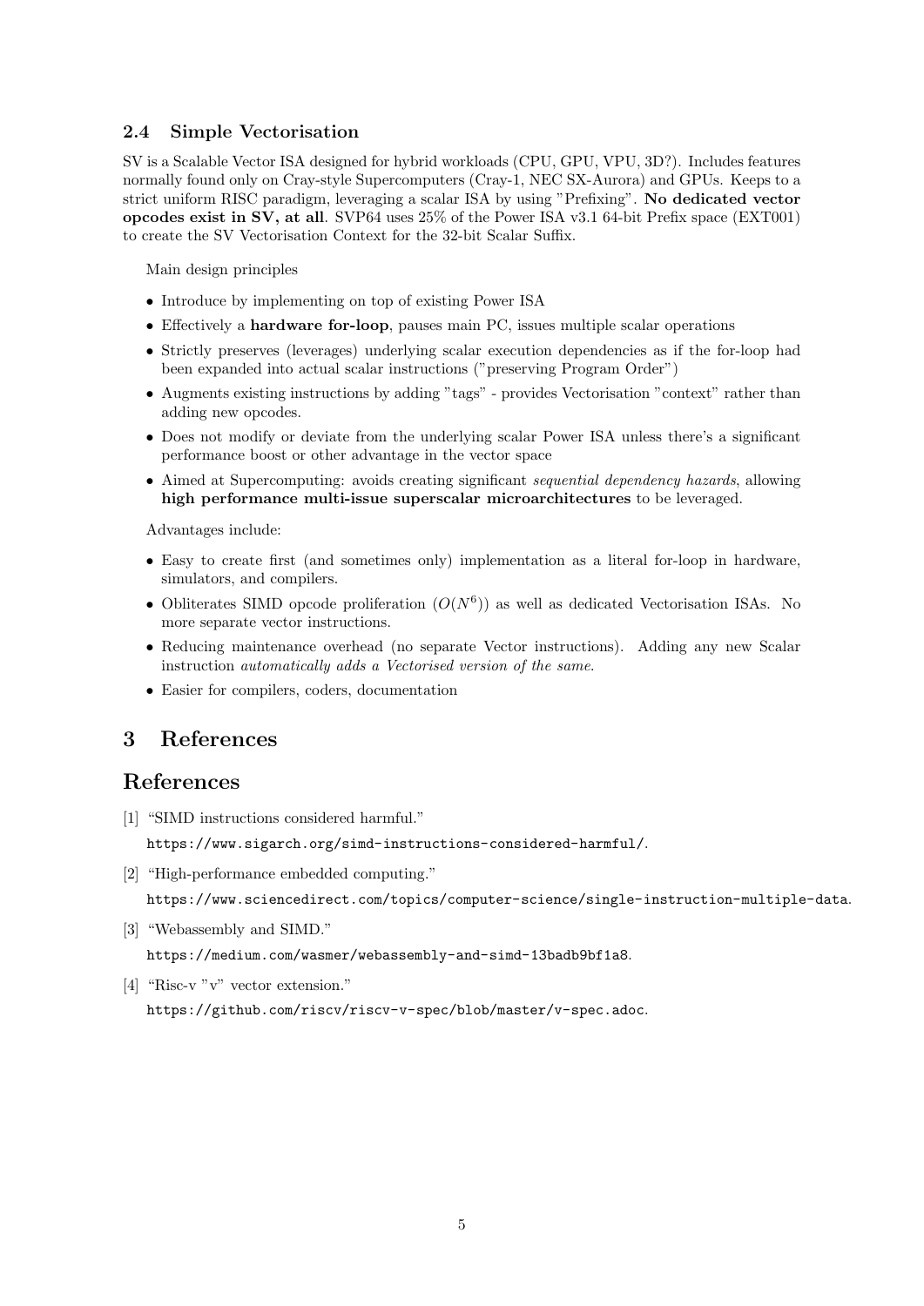### 2.4 Simple Vectorisation

SV is a Scalable Vector ISA designed for hybrid workloads (CPU, GPU, VPU, 3D?). Includes features normally found only on Cray-style Supercomputers (Cray-1, NEC SX-Aurora) and GPUs. Keeps to a strict uniform RISC paradigm, leveraging a scalar ISA by using "Prefixing". **No dedicated vector opcodes exist in SV, at all**. SVP64 uses 25% of the Power ISA v3.1 64-bit Prefix space (EXT001) to create the SV Vectorisation Context for the 32-bit Scalar Suffix.

Main design principles

- Introduce by implementing on top of existing Power ISA
- Effectively a **hardware for-loop**, pauses main PC, issues multiple scalar operations
- Strictly preserves (leverages) underlying scalar execution dependencies as if the for-loop had been expanded into actual scalar instructions ("preserving Program Order")
- Augments existing instructions by adding "tags" - provides Vectorisation "context" rather than adding new opcodes.
- Does not modify or deviate from the underlying scalar Power ISA unless there's a significant performance boost or other advantage in the vector space
- Aimed at Supercomputing: avoids creating significant *sequential dependency hazards*, allowing **high performance multi-issue superscalar microarchitectures** to be leveraged.

Advantages include:

- Easy to create first (and sometimes only) implementation as a literal for-loop in hardware, simulators, and compilers.
- Obliterates SIMD opcode proliferation ($O(N^6)$) as well as dedicated Vectorisation ISAs. No more separate vector instructions.
- Reducing maintenance overhead (no separate Vector instructions). Adding any new Scalar instruction *automatically adds a Vectorised version of the same*.
- Easier for compilers, coders, documentation

# 3 References

## References

[1] "SIMD instructions considered harmful." https://www.sigarch.org/simd-instructions-considered-harmful/.

[2] "High-performance embedded computing." https://www.sciencedirect.com/topics/computer-science/single-instruction-multiple-data.

[3] "Webassembly and SIMD." https://medium.com/wasmer/webassembly-and-simd-13badb9bf1a8.

[4] "Risc-v "v" vector extension." https://github.com/riscv/riscv-v-spec/blob/master/v-spec.adoc.